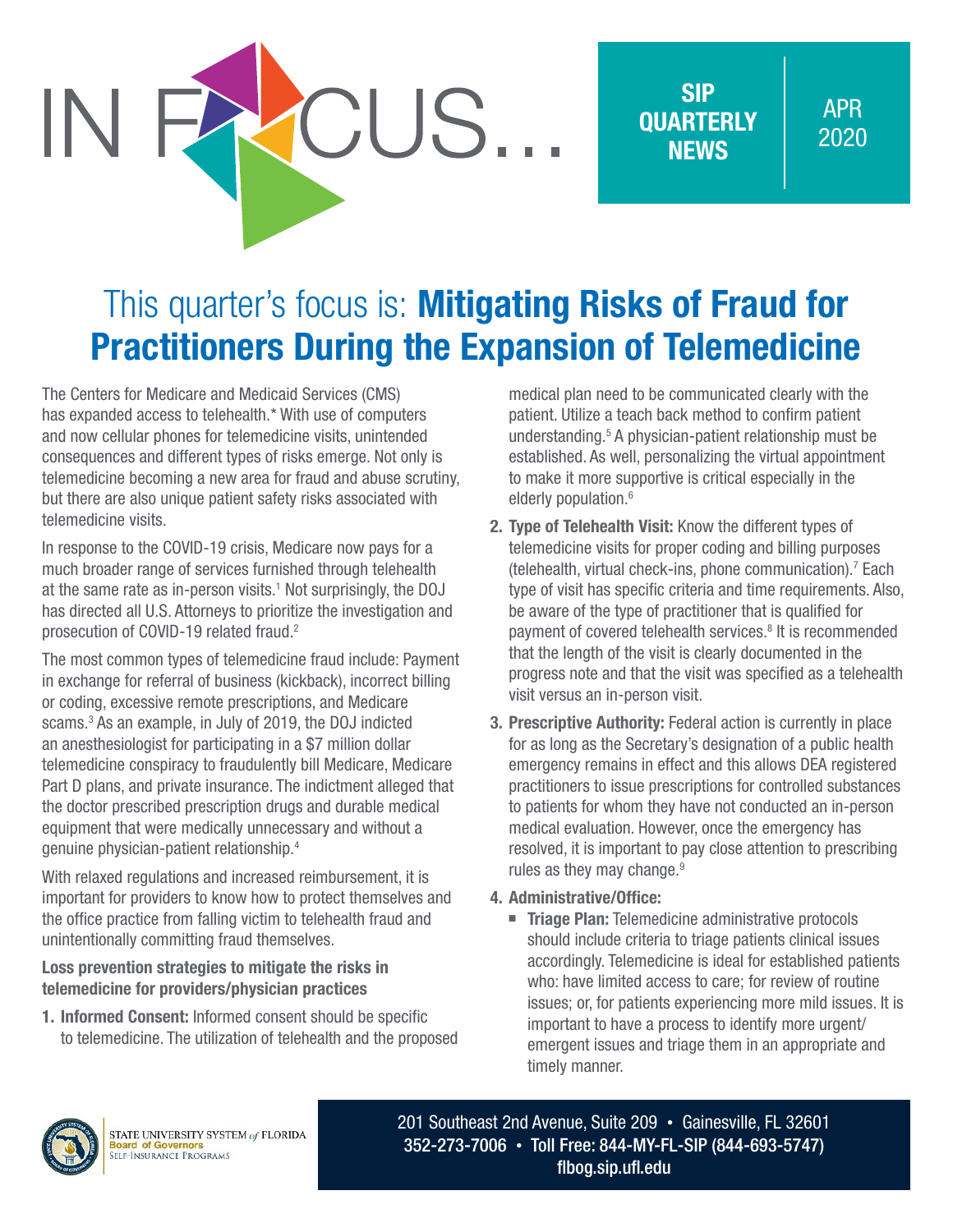# IN FOCUS...

**SIP QUARTERLY NEWS** | APR 2020

## This quarter's focus is: **Mitigating Risks of Fraud for Practitioners During the Expansion of Telemedicine**

The Centers for Medicare and Medicaid Services (CMS) has expanded access to telehealth.* With use of computers and now cellular phones for telemedicine visits, unintended consequences and different types of risks emerge. Not only is telemedicine becoming a new area for fraud and abuse scrutiny, but there are also unique patient safety risks associated with telemedicine visits.

In response to the COVID-19 crisis, Medicare now pays for a much broader range of services furnished through telehealth at the same rate as in-person visits.[1] Not surprisingly, the DOJ has directed all U.S. Attorneys to prioritize the investigation and prosecution of COVID-19 related fraud.[2]

The most common types of telemedicine fraud include: Payment in exchange for referral of business (kickback), incorrect billing or coding, excessive remote prescriptions, and Medicare scams.[3] As an example, in July of 2019, the DOJ indicted an anesthesiologist for participating in a $7 million dollar telemedicine conspiracy to fraudulently bill Medicare, Medicare Part D plans, and private insurance. The indictment alleged that the doctor prescribed prescription drugs and durable medical equipment that were medically unnecessary and without a genuine physician-patient relationship.[4]

With relaxed regulations and increased reimbursement, it is important for providers to know how to protect themselves and the office practice from falling victim to telehealth fraud and unintentionally committing fraud themselves.

**Loss prevention strategies to mitigate the risks in telemedicine for providers/physician practices**

1. **Informed Consent:** Informed consent should be specific to telemedicine. The utilization of telehealth and the proposed medical plan need to be communicated clearly with the patient. Utilize a teach back method to confirm patient understanding.[5] A physician-patient relationship must be established. As well, personalizing the virtual appointment to make it more supportive is critical especially in the elderly population.[6]
2. **Type of Telehealth Visit:** Know the different types of telemedicine visits for proper coding and billing purposes (telehealth, virtual check-ins, phone communication).[7] Each type of visit has specific criteria and time requirements. Also, be aware of the type of practitioner that is qualified for payment of covered telehealth services.[8] It is recommended that the length of the visit is clearly documented in the progress note and that the visit was specified as a telehealth visit versus an in-person visit.
3. **Prescriptive Authority:** Federal action is currently in place for as long as the Secretary's designation of a public health emergency remains in effect and this allows DEA registered practitioners to issue prescriptions for controlled substances to patients for whom they have not conducted an in-person medical evaluation. However, once the emergency has resolved, it is important to pay close attention to prescribing rules as they may change.[9]
4. **Administrative/Office:**
   - **Triage Plan:** Telemedicine administrative protocols should include criteria to triage patients clinical issues accordingly. Telemedicine is ideal for established patients who: have limited access to care; for review of routine issues; or, for patients experiencing more mild issues. It is important to have a process to identify more urgent/emergent issues and triage them in an appropriate and timely manner.

STATE UNIVERSITY SYSTEM *of* FLORIDA
Board of Governors
SELF-INSURANCE PROGRAMS

201 Southeast 2nd Avenue, Suite 209 • Gainesville, FL 32601
352-273-7006 • Toll Free: 844-MY-FL-SIP (844-693-5747)
flbog.sip.ufl.edu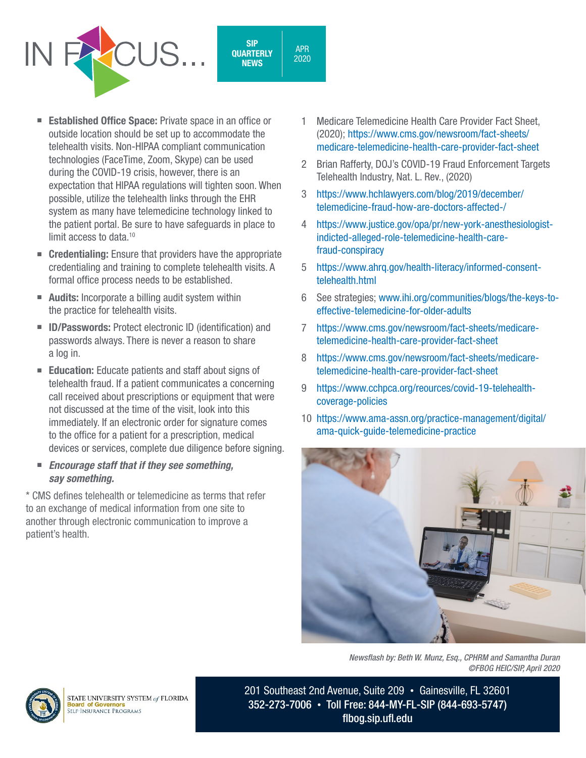- **Established Office Space:** Private space in an office or outside location should be set up to accommodate the telehealth visits. Non-HIPAA compliant communication technologies (FaceTime, Zoom, Skype) can be used during the COVID-19 crisis, however, there is an expectation that HIPAA regulations will tighten soon. When possible, utilize the telehealth links through the EHR system as many have telemedicine technology linked to the patient portal. Be sure to have safeguards in place to limit access to data.[10]
- **Credentialing:** Ensure that providers have the appropriate credentialing and training to complete telehealth visits. A formal office process needs to be established.
- **Audits:** Incorporate a billing audit system within the practice for telehealth visits.
- **ID/Passwords:** Protect electronic ID (identification) and passwords always. There is never a reason to share a log in.
- **Education:** Educate patients and staff about signs of telehealth fraud. If a patient communicates a concerning call received about prescriptions or equipment that were not discussed at the time of the visit, look into this immediately. If an electronic order for signature comes to the office for a patient for a prescription, medical devices or services, complete due diligence before signing.
- ***Encourage staff that if they see something, say something.***

* CMS defines telehealth or telemedicine as terms that refer to an exchange of medical information from one site to another through electronic communication to improve a patient's health.

1. Medicare Telemedicine Health Care Provider Fact Sheet, (2020); https://www.cms.gov/newsroom/fact-sheets/medicare-telemedicine-health-care-provider-fact-sheet
2. Brian Rafferty, DOJ's COVID-19 Fraud Enforcement Targets Telehealth Industry, Nat. L. Rev., (2020)
3. https://www.hchlawyers.com/blog/2019/december/telemedicine-fraud-how-are-doctors-affected-/
4. https://www.justice.gov/opa/pr/new-york-anesthesiologist-indicted-alleged-role-telemedicine-health-care-fraud-conspiracy
5. https://www.ahrq.gov/health-literacy/informed-consent-telehealth.html
6. See strategies; www.ihi.org/communities/blogs/the-keys-to-effective-telemedicine-for-older-adults
7. https://www.cms.gov/newsroom/fact-sheets/medicare-telemedicine-health-care-provider-fact-sheet
8. https://www.cms.gov/newsroom/fact-sheets/medicare-telemedicine-health-care-provider-fact-sheet
9. https://www.cchpca.org/reources/covid-19-telehealth-coverage-policies
10. https://www.ama-assn.org/practice-management/digital/ama-quick-guide-telemedicine-practice

*Newsflash by: Beth W. Munz, Esq., CPHRM and Samantha Duran*
*©FBOG HEIC/SIP, April 2020*

STATE UNIVERSITY SYSTEM *of* FLORIDA
Board of Governors
SELF-INSURANCE PROGRAMS

201 Southeast 2nd Avenue, Suite 209 • Gainesville, FL 32601
352-273-7006 • Toll Free: 844-MY-FL-SIP (844-693-5747)
flbog.sip.ufl.edu